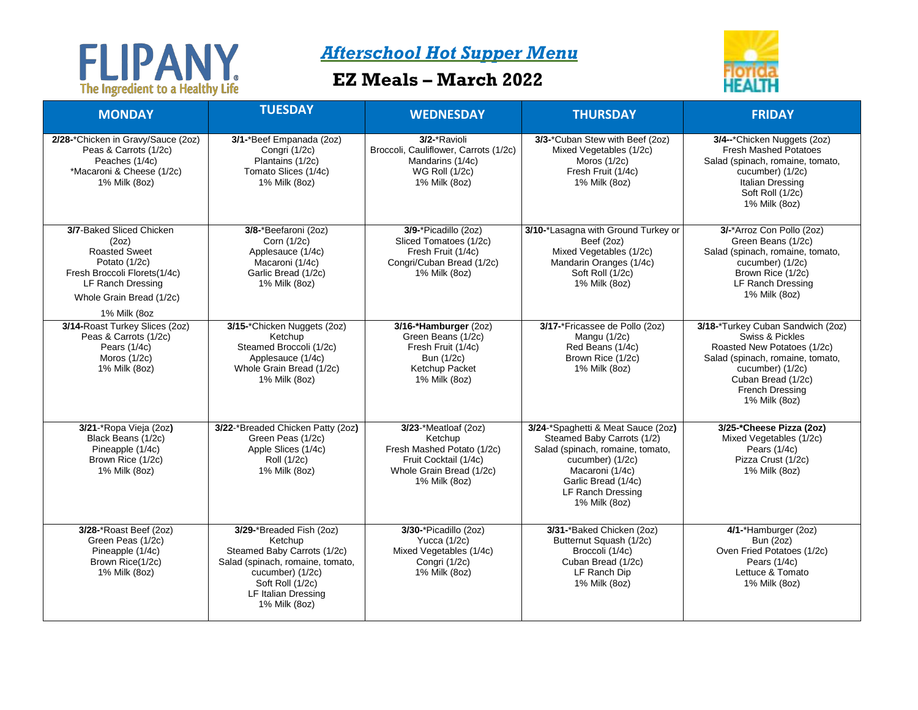# FLIPANY

The Ingredient to a Healthy Life

## *Afterschool Hot Supper Menu*

## EZ Meals – March 2022

Florida HEALTH

| MONDAY | TUESDAY | WEDNESDAY | THURSDAY | FRIDAY |
|---|---|---|---|---|
| **2/28**-*Chicken in Gravy/Sauce (2oz)<br>Peas & Carrots (1/2c)<br>Peaches (1/4c)<br>*Macaroni & Cheese (1/2c)<br>1% Milk (8oz) | **3/1**-*Beef Empanada (2oz)<br>Congri (1/2c)<br>Plantains (1/2c)<br>Tomato Slices (1/4c)<br>1% Milk (8oz) | **3/2**-*Ravioli<br>Broccoli, Cauliflower, Carrots (1/2c)<br>Mandarins (1/4c)<br>WG Roll (1/2c)<br>1% Milk (8oz) | **3/3**-*Cuban Stew with Beef (2oz)<br>Mixed Vegetables (1/2c)<br>Moros (1/2c)<br>Fresh Fruit (1/4c)<br>1% Milk (8oz) | **3/4**--*Chicken Nuggets (2oz)<br>Fresh Mashed Potatoes<br>Salad (spinach, romaine, tomato, cucumber) (1/2c)<br>Italian Dressing<br>Soft Roll (1/2c)<br>1% Milk (8oz) |
| **3/7**-Baked Sliced Chicken (2oz)<br>Roasted Sweet Potato (1/2c)<br>Fresh Broccoli Florets(1/4c)<br>LF Ranch Dressing<br>Whole Grain Bread (1/2c)<br>1% Milk (8oz | **3/8**-*Beefaroni (2oz)<br>Corn (1/2c)<br>Applesauce (1/4c)<br>Macaroni (1/4c)<br>Garlic Bread (1/2c)<br>1% Milk (8oz) | **3/9**-*Picadillo (2oz)<br>Sliced Tomatoes (1/2c)<br>Fresh Fruit (1/4c)<br>Congri/Cuban Bread (1/2c)<br>1% Milk (8oz) | **3/10**-*Lasagna with Ground Turkey or Beef (2oz)<br>Mixed Vegetables (1/2c)<br>Mandarin Oranges (1/4c)<br>Soft Roll (1/2c)<br>1% Milk (8oz) | **3/**-*Arroz Con Pollo (2oz)<br>Green Beans (1/2c)<br>Salad (spinach, romaine, tomato, cucumber) (1/2c)<br>Brown Rice (1/2c)<br>LF Ranch Dressing<br>1% Milk (8oz) |
| **3/14**-Roast Turkey Slices (2oz)<br>Peas & Carrots (1/2c)<br>Pears (1/4c)<br>Moros (1/2c)<br>1% Milk (8oz) | **3/15**-*Chicken Nuggets (2oz)<br>Ketchup<br>Steamed Broccoli (1/2c)<br>Applesauce (1/4c)<br>Whole Grain Bread (1/2c)<br>1% Milk (8oz) | **3/16-*Hamburger** (2oz)<br>Green Beans (1/2c)<br>Fresh Fruit (1/4c)<br>Bun (1/2c)<br>Ketchup Packet<br>1% Milk (8oz) | **3/17**-*Fricassee de Pollo (2oz)<br>Mangu (1/2c)<br>Red Beans (1/4c)<br>Brown Rice (1/2c)<br>1% Milk (8oz) | **3/18**-*Turkey Cuban Sandwich (2oz)<br>Swiss & Pickles<br>Roasted New Potatoes (1/2c)<br>Salad (spinach, romaine, tomato, cucumber) (1/2c)<br>Cuban Bread (1/2c)<br>French Dressing<br>1% Milk (8oz) |
| **3/21**-*Ropa Vieja (2oz**)**<br>Black Beans (1/2c)<br>Pineapple (1/4c)<br>Brown Rice (1/2c)<br>1% Milk (8oz) | **3/22**-*Breaded Chicken Patty (2oz**)**<br>Green Peas (1/2c)<br>Apple Slices (1/4c)<br>Roll (1/2c)<br>1% Milk (8oz) | **3/23**-*Meatloaf (2oz)<br>Ketchup<br>Fresh Mashed Potato (1/2c)<br>Fruit Cocktail (1/4c)<br>Whole Grain Bread (1/2c)<br>1% Milk (8oz) | **3/24**-*Spaghetti & Meat Sauce (2oz**)**<br>Steamed Baby Carrots (1/2)<br>Salad (spinach, romaine, tomato, cucumber) (1/2c)<br>Macaroni (1/4c)<br>Garlic Bread (1/4c)<br>LF Ranch Dressing<br>1% Milk (8oz) | **3/25-*Cheese Pizza (2oz)**<br>Mixed Vegetables (1/2c)<br>Pears (1/4c)<br>Pizza Crust (1/2c)<br>1% Milk (8oz) |
| **3/28**-*Roast Beef (2oz)<br>Green Peas (1/2c)<br>Pineapple (1/4c)<br>Brown Rice(1/2c)<br>1% Milk (8oz) | **3/29**-*Breaded Fish (2oz)<br>Ketchup<br>Steamed Baby Carrots (1/2c)<br>Salad (spinach, romaine, tomato, cucumber) (1/2c)<br>Soft Roll (1/2c)<br>LF Italian Dressing<br>1% Milk (8oz) | **3/30**-*Picadillo (2oz)<br>Yucca (1/2c)<br>Mixed Vegetables (1/4c)<br>Congri (1/2c)<br>1% Milk (8oz) | **3/31**-*Baked Chicken (2oz)<br>Butternut Squash (1/2c)<br>Broccoli (1/4c)<br>Cuban Bread (1/2c)<br>LF Ranch Dip<br>1% Milk (8oz) | **4/1**-*Hamburger (2oz)<br>Bun (2oz)<br>Oven Fried Potatoes (1/2c)<br>Pears (1/4c)<br>Lettuce & Tomato<br>1% Milk (8oz) |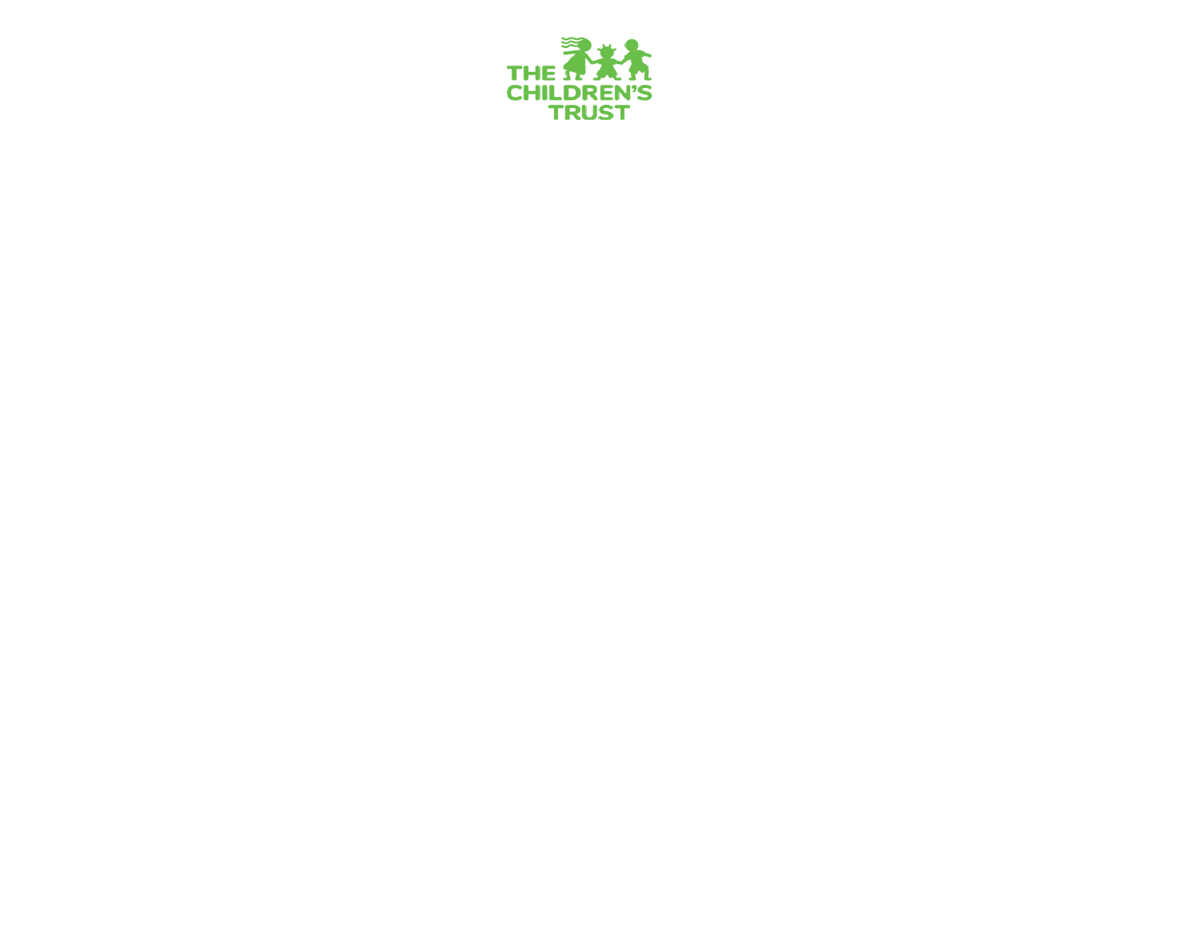THE CHILDREN'S TRUST